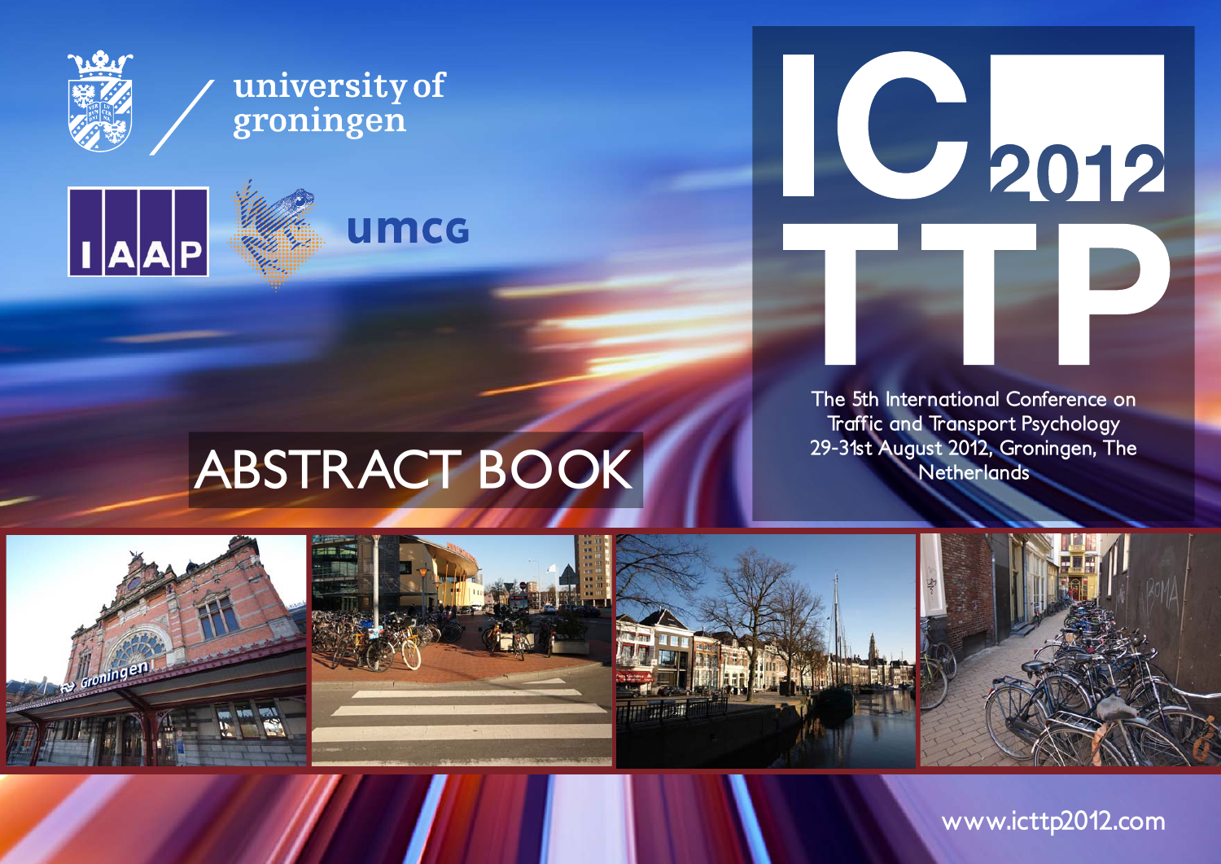university of groningen

IAAP

umcg

# ICTTP 2012

The 5th International Conference on Traffic and Transport Psychology
29-31st August 2012, Groningen, The Netherlands

# ABSTRACT BOOK

www.icttp2012.com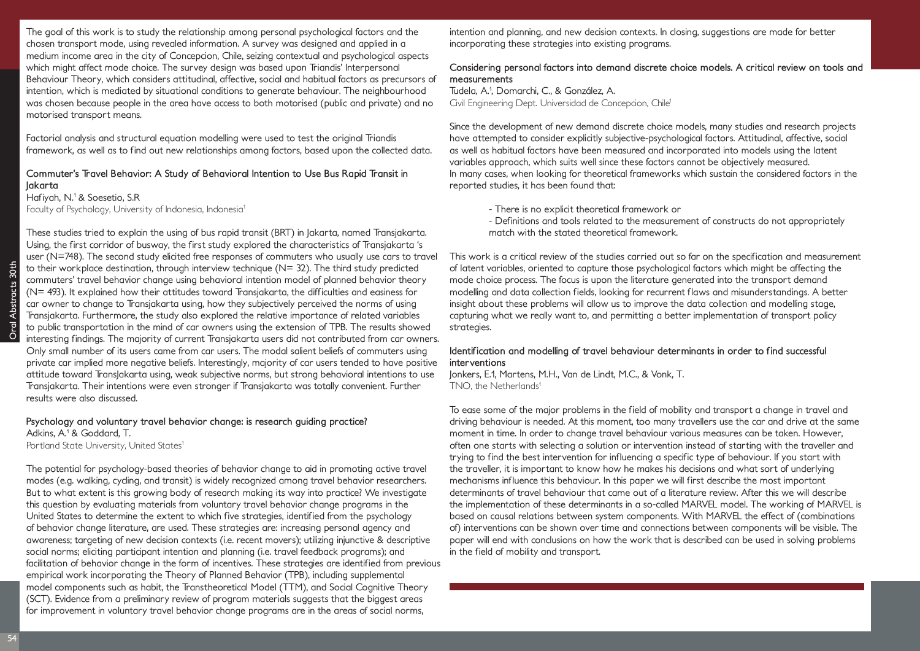The goal of this work is to study the relationship among personal psychological factors and the chosen transport mode, using revealed information. A survey was designed and applied in a medium income area in the city of Concepcion, Chile, seizing contextual and psychological aspects which might affect mode choice. The survey design was based upon Triandis' Interpersonal Behaviour Theory, which considers attitudinal, affective, social and habitual factors as precursors of intention, which is mediated by situational conditions to generate behaviour. The neighbourhood was chosen because people in the area have access to both motorised (public and private) and no motorised transport means.

Factorial analysis and structural equation modelling were used to test the original Triandis framework, as well as to find out new relationships among factors, based upon the collected data.

### Commuter's Travel Behavior: A Study of Behavioral Intention to Use Bus Rapid Transit in Jakarta

Hafiyah, N.[1] & Soesetio, S.R

Faculty of Psychology, University of Indonesia, Indonesia[1]

These studies tried to explain the using of bus rapid transit (BRT) in Jakarta, named Transjakarta. Using, the first corridor of busway, the first study explored the characteristics of Transjakarta 's user (N=748). The second study elicited free responses of commuters who usually use cars to travel to their workplace destination, through interview technique (N= 32). The third study predicted commuters' travel behavior change using behavioral intention model of planned behavior theory (N= 493). It explained how their attitudes toward Transjakarta, the difficulties and easiness for car owner to change to Transjakarta using, how they subjectively perceived the norms of using Transjakarta. Furthermore, the study also explored the relative importance of related variables to public transportation in the mind of car owners using the extension of TPB. The results showed interesting findings. The majority of current Transjakarta users did not contributed from car owners. Only small number of its users came from car users. The modal salient beliefs of commuters using private car implied more negative beliefs. Interestingly, majority of car users tended to have positive attitude toward TransJakarta using, weak subjective norms, but strong behavioral intentions to use Transjakarta. Their intentions were even stronger if Transjakarta was totally convenient. Further results were also discussed.

### Psychology and voluntary travel behavior change: is research guiding practice?

Adkins, A.[1] & Goddard, T.

Portland State University, United States[1]

The potential for psychology-based theories of behavior change to aid in promoting active travel modes (e.g. walking, cycling, and transit) is widely recognized among travel behavior researchers. But to what extent is this growing body of research making its way into practice? We investigate this question by evaluating materials from voluntary travel behavior change programs in the United States to determine the extent to which five strategies, identified from the psychology of behavior change literature, are used. These strategies are: increasing personal agency and awareness; targeting of new decision contexts (i.e. recent movers); utilizing injunctive & descriptive social norms; eliciting participant intention and planning (i.e. travel feedback programs); and facilitation of behavior change in the form of incentives. These strategies are identified from previous empirical work incorporating the Theory of Planned Behavior (TPB), including supplemental model components such as habit, the Transtheoretical Model (TTM), and Social Cognitive Theory (SCT). Evidence from a preliminary review of program materials suggests that the biggest areas for improvement in voluntary travel behavior change programs are in the areas of social norms, intention and planning, and new decision contexts. In closing, suggestions are made for better incorporating these strategies into existing programs.

### Considering personal factors into demand discrete choice models. A critical review on tools and measurements

Tudela, A.[1], Domarchi, C., & González, A.

Civil Engineering Dept. Universidad de Concepcion, Chile[1]

Since the development of new demand discrete choice models, many studies and research projects have attempted to consider explicitly subjective-psychological factors. Attitudinal, affective, social as well as habitual factors have been measured and incorporated into models using the latent variables approach, which suits well since these factors cannot be objectively measured. In many cases, when looking for theoretical frameworks which sustain the considered factors in the reported studies, it has been found that:

- There is no explicit theoretical framework or
- Definitions and tools related to the measurement of constructs do not appropriately match with the stated theoretical framework.

This work is a critical review of the studies carried out so far on the specification and measurement of latent variables, oriented to capture those psychological factors which might be affecting the mode choice process. The focus is upon the literature generated into the transport demand modelling and data collection fields, looking for recurrent flaws and misunderstandings. A better insight about these problems will allow us to improve the data collection and modelling stage, capturing what we really want to, and permitting a better implementation of transport policy strategies.

### Identification and modelling of travel behaviour determinants in order to find successful interventions

Jonkers, E.[1], Martens, M.H., Van de Lindt, M.C., & Vonk, T.

TNO, the Netherlands[1]

To ease some of the major problems in the field of mobility and transport a change in travel and driving behaviour is needed. At this moment, too many travellers use the car and drive at the same moment in time. In order to change travel behaviour various measures can be taken. However, often one starts with selecting a solution or intervention instead of starting with the traveller and trying to find the best intervention for influencing a specific type of behaviour. If you start with the traveller, it is important to know how he makes his decisions and what sort of underlying mechanisms influence this behaviour. In this paper we will first describe the most important determinants of travel behaviour that came out of a literature review. After this we will describe the implementation of these determinants in a so-called MARVEL model. The working of MARVEL is based on causal relations between system components. With MARVEL the effect of (combinations of) interventions can be shown over time and connections between components will be visible. The paper will end with conclusions on how the work that is described can be used in solving problems in the field of mobility and transport.